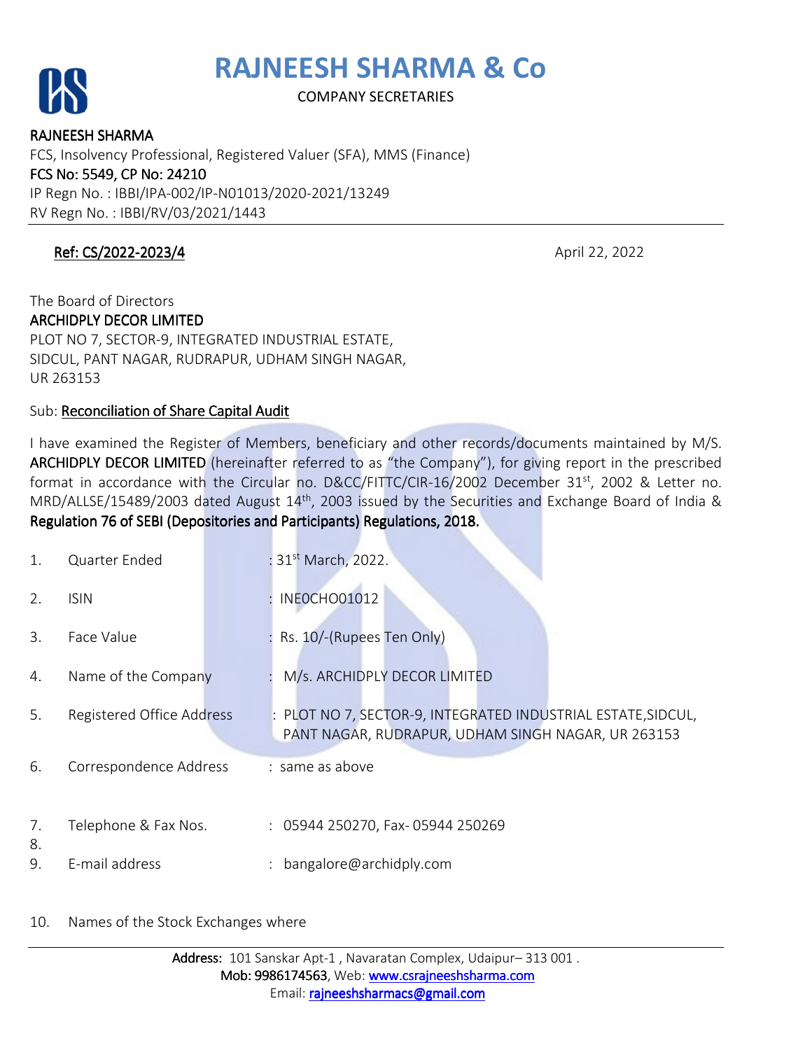# RAJNEESH SHARMA & Co

COMPANY SECRETARIES

**RAJNEESH SHARMA**
FCS, Insolvency Professional, Registered Valuer (SFA), MMS (Finance)
FCS No: 5549, CP No: 24210
IP Regn No. : IBBI/IPA-002/IP-N01013/2020-2021/13249
RV Regn No. : IBBI/RV/03/2021/1443

Ref: CS/2022-2023/4 April 22, 2022

The Board of Directors
ARCHIDPLY DECOR LIMITED
PLOT NO 7, SECTOR-9, INTEGRATED INDUSTRIAL ESTATE,
SIDCUL, PANT NAGAR, RUDRAPUR, UDHAM SINGH NAGAR,
UR 263153

Sub: Reconciliation of Share Capital Audit

I have examined the Register of Members, beneficiary and other records/documents maintained by M/S. ARCHIDPLY DECOR LIMITED (hereinafter referred to as "the Company"), for giving report in the prescribed format in accordance with the Circular no. D&CC/FITTC/CIR-16/2002 December 31st, 2002 & Letter no. MRD/ALLSE/15489/2003 dated August 14th, 2003 issued by the Securities and Exchange Board of India & **Regulation 76 of SEBI (Depositories and Participants) Regulations, 2018.**

1. Quarter Ended : 31st March, 2022.
2. ISIN : INE0CHO01012
3. Face Value : Rs. 10/-(Rupees Ten Only)
4. Name of the Company : M/s. ARCHIDPLY DECOR LIMITED
5. Registered Office Address : PLOT NO 7, SECTOR-9, INTEGRATED INDUSTRIAL ESTATE,SIDCUL, PANT NAGAR, RUDRAPUR, UDHAM SINGH NAGAR, UR 263153
6. Correspondence Address : same as above
7. Telephone & Fax Nos. : 05944 250270, Fax- 05944 250269
8. 
9. E-mail address : bangalore@archidply.com
10. Names of the Stock Exchanges where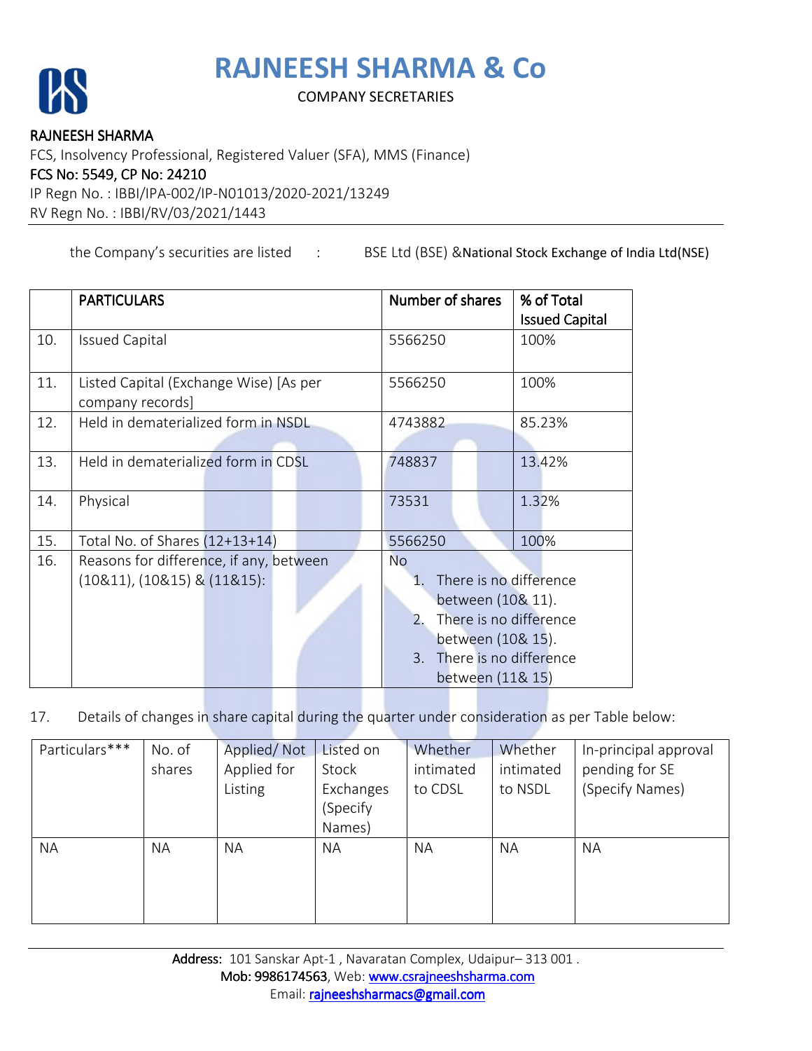the Company's securities are listed : BSE Ltd (BSE) &National Stock Exchange of India Ltd(NSE)

| | PARTICULARS | Number of shares | % of Total Issued Capital |
|---|---|---|---|
| 10. | Issued Capital | 5566250 | 100% |
| 11. | Listed Capital (Exchange Wise) [As per company records] | 5566250 | 100% |
| 12. | Held in dematerialized form in NSDL | 4743882 | 85.23% |
| 13. | Held in dematerialized form in CDSL | 748837 | 13.42% |
| 14. | Physical | 73531 | 1.32% |
| 15. | Total No. of Shares (12+13+14) | 5566250 | 100% |
| 16. | Reasons for difference, if any, between (10&11), (10&15) & (11&15): | No<br>1. There is no difference between (10& 11).<br>2. There is no difference between (10& 15).<br>3. There is no difference between (11& 15) | |

17. Details of changes in share capital during the quarter under consideration as per Table below:

| Particulars*** | No. of shares | Applied/ Not Applied for Listing | Listed on Stock Exchanges (Specify Names) | Whether intimated to CDSL | Whether intimated to NSDL | In-principal approval pending for SE (Specify Names) |
|---|---|---|---|---|---|---|
| NA | NA | NA | NA | NA | NA | NA |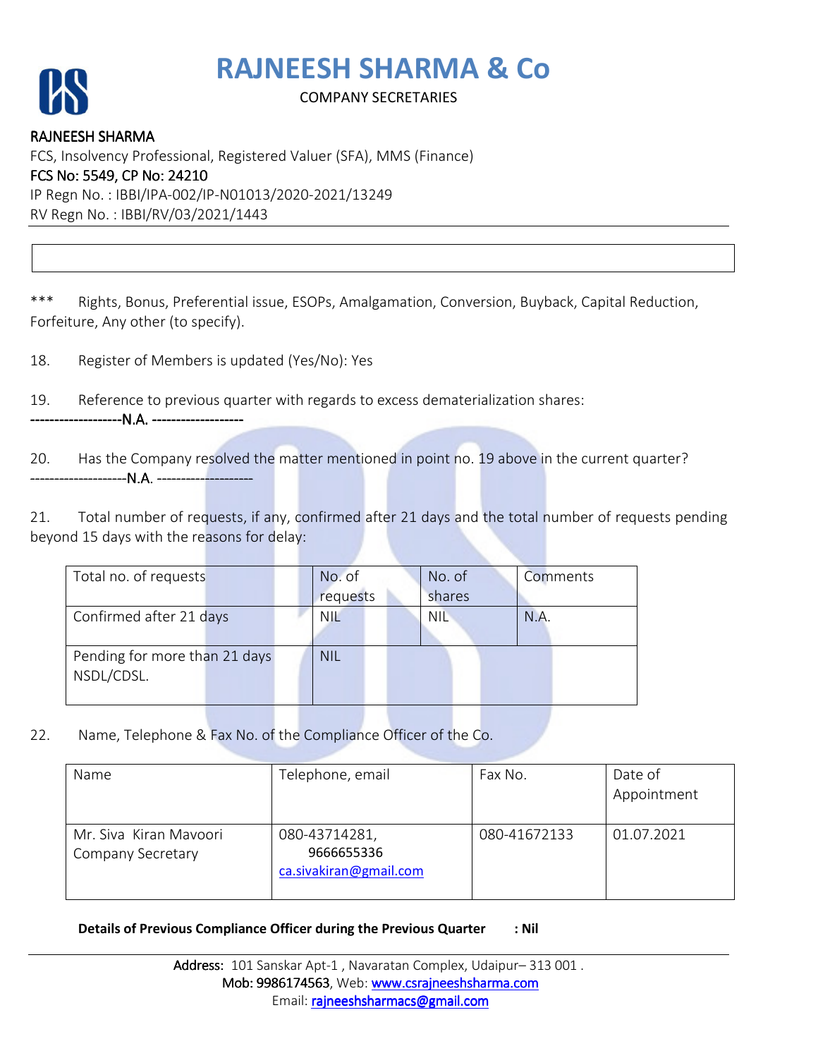*** Rights, Bonus, Preferential issue, ESOPs, Amalgamation, Conversion, Buyback, Capital Reduction, Forfeiture, Any other (to specify).

18. Register of Members is updated (Yes/No): Yes

19. Reference to previous quarter with regards to excess dematerialization shares:
-------------------N.A. -------------------

20. Has the Company resolved the matter mentioned in point no. 19 above in the current quarter?
--------------------N.A. --------------------

21. Total number of requests, if any, confirmed after 21 days and the total number of requests pending beyond 15 days with the reasons for delay:

| Total no. of requests | No. of requests | No. of shares | Comments |
|---|---|---|---|
| Confirmed after 21 days | NIL | NIL | N.A. |
| Pending for more than 21 days NSDL/CDSL. | NIL | | |

22. Name, Telephone & Fax No. of the Compliance Officer of the Co.

| Name | Telephone, email | Fax No. | Date of Appointment |
|---|---|---|---|
| Mr. Siva Kiran Mavoori Company Secretary | 080-43714281, 9666655336 ca.sivakiran@gmail.com | 080-41672133 | 01.07.2021 |

**Details of Previous Compliance Officer during the Previous Quarter : Nil**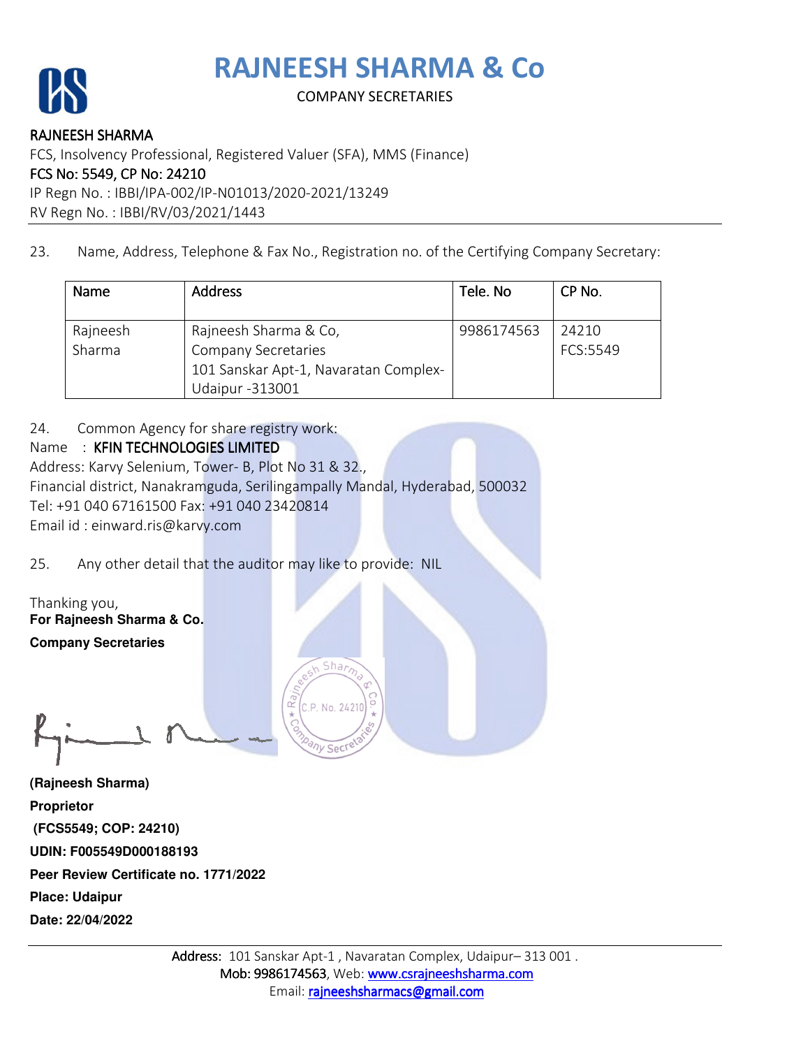# RAJNEESH SHARMA & Co

COMPANY SECRETARIES

RAJNEESH SHARMA
FCS, Insolvency Professional, Registered Valuer (SFA), MMS (Finance)
FCS No: 5549, CP No: 24210
IP Regn No. : IBBI/IPA-002/IP-N01013/2020-2021/13249
RV Regn No. : IBBI/RV/03/2021/1443

23. Name, Address, Telephone & Fax No., Registration no. of the Certifying Company Secretary:

| Name | Address | Tele. No | CP No. |
|---|---|---|---|
| Rajneesh Sharma | Rajneesh Sharma & Co, Company Secretaries 101 Sanskar Apt-1, Navaratan Complex- Udaipur -313001 | 9986174563 | 24210 FCS:5549 |

24. Common Agency for share registry work:
Name : KFIN TECHNOLOGIES LIMITED
Address: Karvy Selenium, Tower- B, Plot No 31 & 32.,
Financial district, Nanakramguda, Serilingampally Mandal, Hyderabad, 500032
Tel: +91 040 67161500 Fax: +91 040 23420814
Email id : einward.ris@karvy.com

25. Any other detail that the auditor may like to provide: NIL

Thanking you,
**For Rajneesh Sharma & Co.**

**Company Secretaries**

Rajneesh Sharma & Co. C.P. No. 24210 Company Secretaries

**(Rajneesh Sharma)**

**Proprietor**

**(FCS5549; COP: 24210)**

**UDIN: F005549D000188193**

**Peer Review Certificate no. 1771/2022**

**Place: Udaipur**

**Date: 22/04/2022**

Address: 101 Sanskar Apt-1 , Navaratan Complex, Udaipur– 313 001 .
Mob: 9986174563, Web: www.csrajneeshsharma.com
Email: rajneeshsharmacs@gmail.com